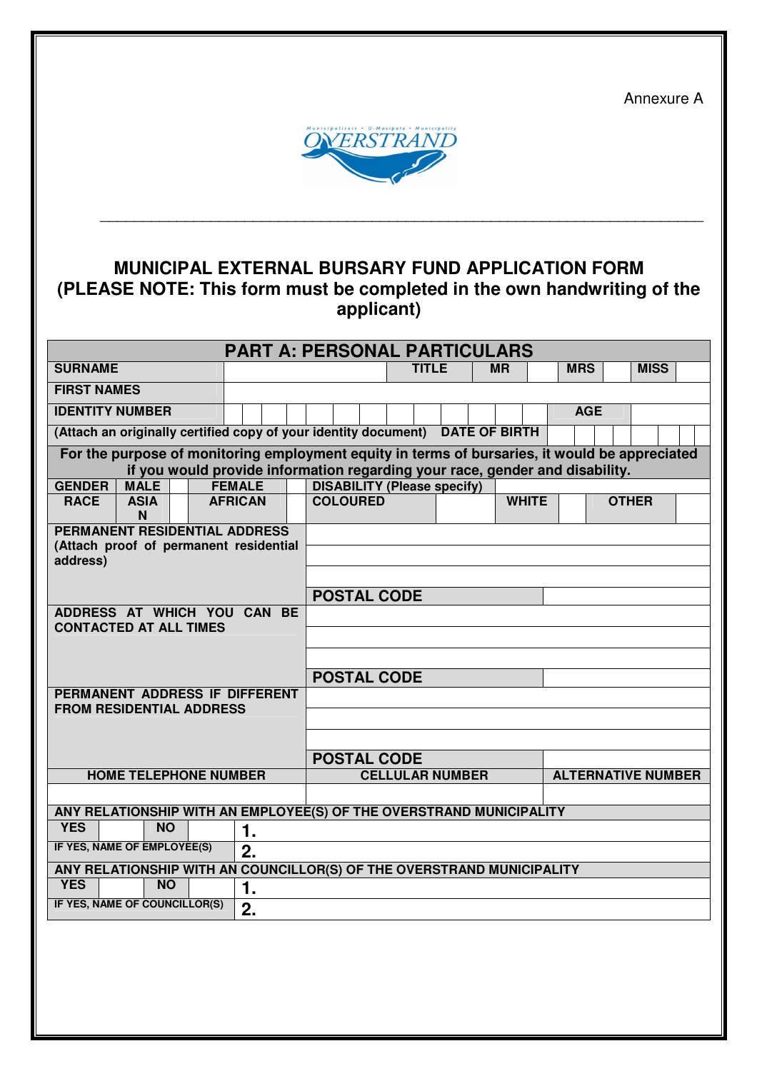Annexure A

OVERSTRAND

Munisipaliteit • U-Masipala • Municipality

# MUNICIPAL EXTERNAL BURSARY FUND APPLICATION FORM (PLEASE NOTE: This form must be completed in the own handwriting of the applicant)

## PART A: PERSONAL PARTICULARS

| | | | | | | | | |
|---|---|---|---|---|---|---|---|---|
| **SURNAME** | | **TITLE** | **MR** | | **MRS** | | **MISS** | |
| **FIRST NAMES** | | | | | | | | |
| **IDENTITY NUMBER** | | | | | | **AGE** | | |
| **(Attach an originally certified copy of your identity document)** | | | **DATE OF BIRTH** | | | | | |

**For the purpose of monitoring employment equity in terms of bursaries, it would be appreciated if you would provide information regarding your race, gender and disability.**

| | | | | | | | | | | |
|---|---|---|---|---|---|---|---|---|---|---|
| **GENDER** | **MALE** | | **FEMALE** | | **DISABILITY (Please specify)** | | | | | |
| **RACE** | **ASIAN** | | **AFRICAN** | | **COLOURED** | | **WHITE** | | **OTHER** | |

| | | |
|---|---|---|
| **PERMANENT RESIDENTIAL ADDRESS (Attach proof of permanent residential address)** | | |
| | **POSTAL CODE** | |
| **ADDRESS AT WHICH YOU CAN BE CONTACTED AT ALL TIMES** | | |
| | **POSTAL CODE** | |
| **PERMANENT ADDRESS IF DIFFERENT FROM RESIDENTIAL ADDRESS** | | |
| | **POSTAL CODE** | |

| **HOME TELEPHONE NUMBER** | **CELLULAR NUMBER** | **ALTERNATIVE NUMBER** |
|---|---|---|
| | | |

**ANY RELATIONSHIP WITH AN EMPLOYEE(S) OF THE OVERSTRAND MUNICIPALITY**

| | | | | |
|---|---|---|---|---|
| **YES** | | **NO** | | **1.** |
| **IF YES, NAME OF EMPLOYEE(S)** | | | | **2.** |

**ANY RELATIONSHIP WITH AN COUNCILLOR(S) OF THE OVERSTRAND MUNICIPALITY**

| | | | | |
|---|---|---|---|---|
| **YES** | | **NO** | | **1.** |
| **IF YES, NAME OF COUNCILLOR(S)** | | | | **2.** |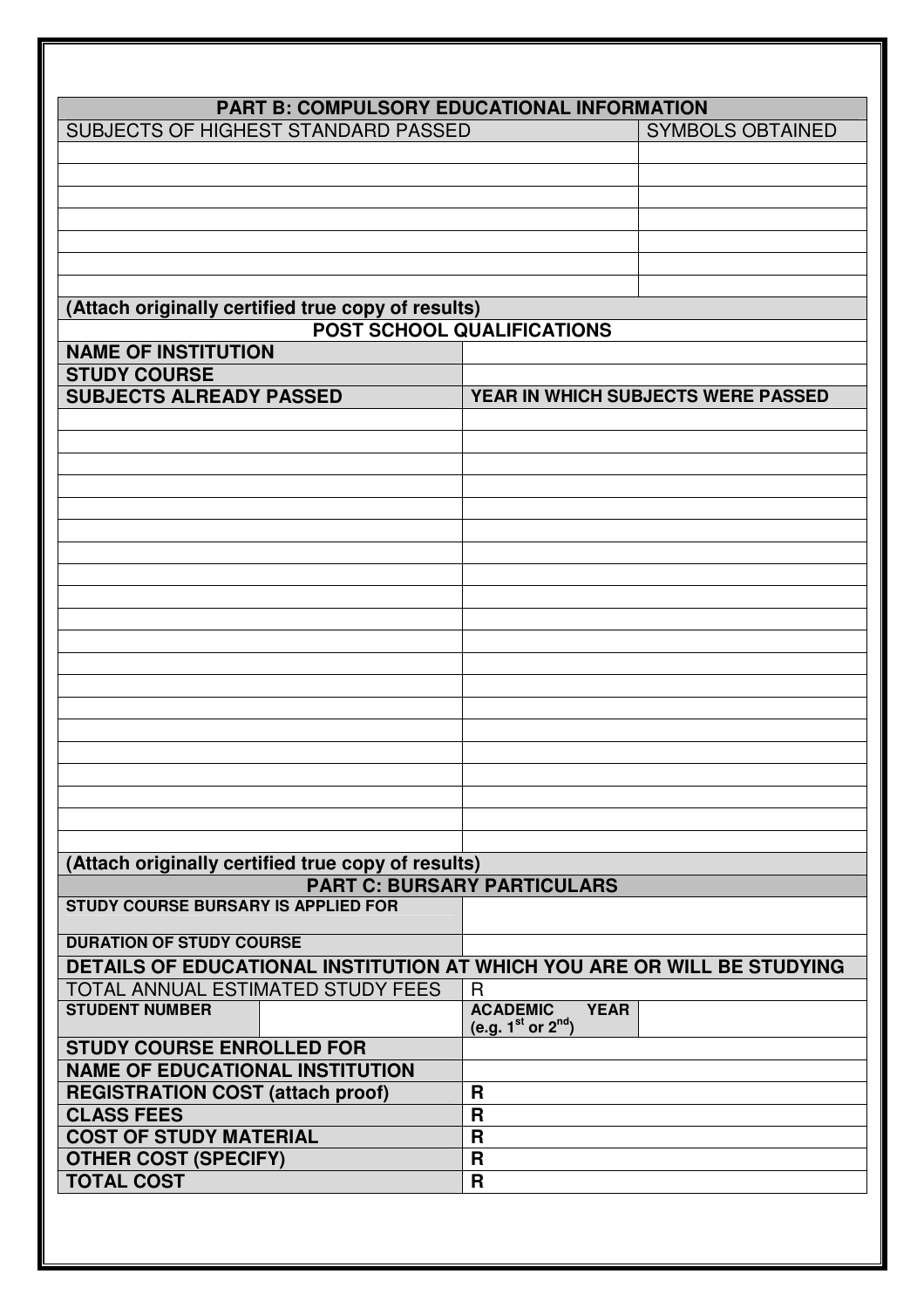## PART B: COMPULSORY EDUCATIONAL INFORMATION

| SUBJECTS OF HIGHEST STANDARD PASSED | SYMBOLS OBTAINED |
|---|---|
| | |
| | |
| | |
| | |
| | |
| | |
| | |

**(Attach originally certified true copy of results)**

### POST SCHOOL QUALIFICATIONS

| | |
|---|---|
| **NAME OF INSTITUTION** | |
| **STUDY COURSE** | |
| **SUBJECTS ALREADY PASSED** | **YEAR IN WHICH SUBJECTS WERE PASSED** |
| | |
| | |
| | |
| | |
| | |
| | |
| | |
| | |
| | |
| | |
| | |
| | |
| | |
| | |
| | |
| | |
| | |
| | |
| | |
| | |

**(Attach originally certified true copy of results)**

## PART C: BURSARY PARTICULARS

| | |
|---|---|
| **STUDY COURSE BURSARY IS APPLIED FOR** | |
| **DURATION OF STUDY COURSE** | |

### DETAILS OF EDUCATIONAL INSTITUTION AT WHICH YOU ARE OR WILL BE STUDYING

| | | | |
|---|---|---|---|
| TOTAL ANNUAL ESTIMATED STUDY FEES | | R | |
| **STUDENT NUMBER** | | **ACADEMIC YEAR (e.g. 1st or 2nd)** | |
| **STUDY COURSE ENROLLED FOR** | | | |
| **NAME OF EDUCATIONAL INSTITUTION** | | | |
| **REGISTRATION COST (attach proof)** | | **R** | |
| **CLASS FEES** | | **R** | |
| **COST OF STUDY MATERIAL** | | **R** | |
| **OTHER COST (SPECIFY)** | | **R** | |
| **TOTAL COST** | | **R** | |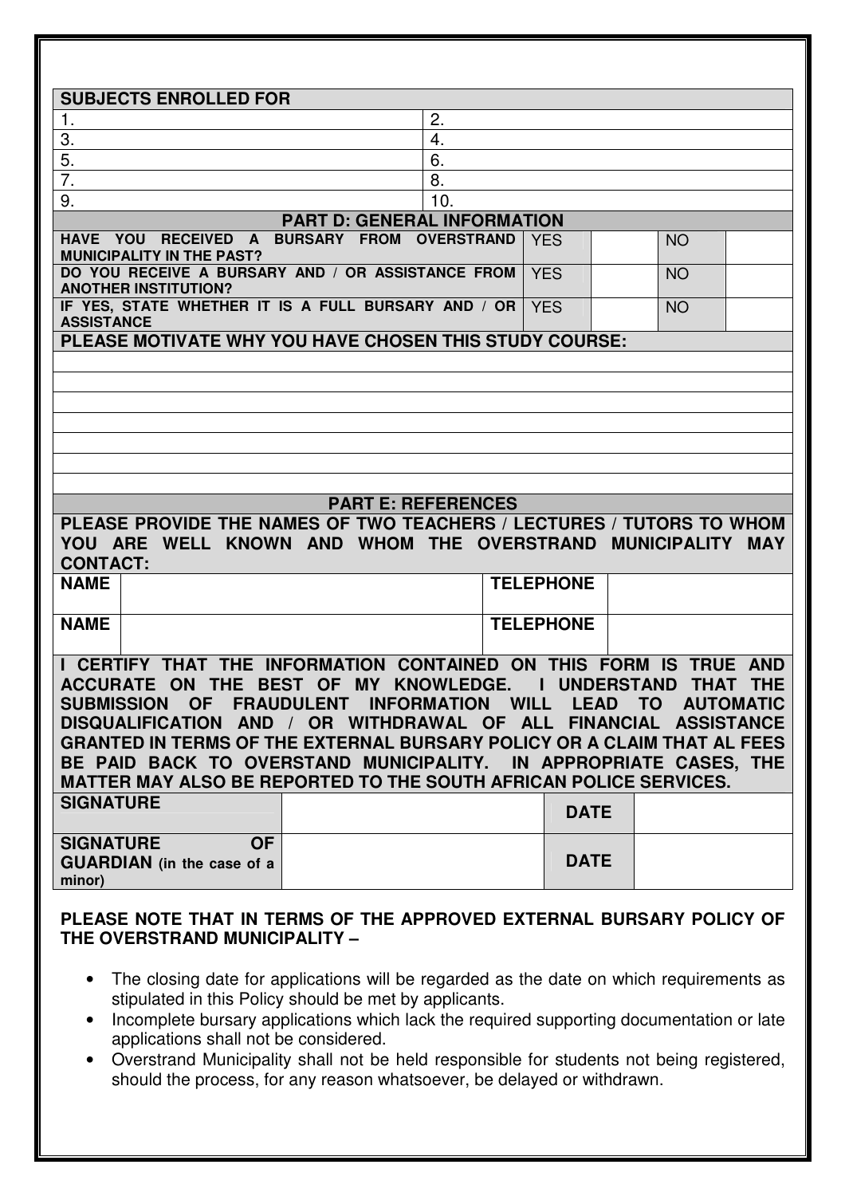| SUBJECTS ENROLLED FOR | |
|---|---|
| 1. | 2. |
| 3. | 4. |
| 5. | 6. |
| 7. | 8. |
| 9. | 10. |

## PART D: GENERAL INFORMATION

| | | | | |
|---|---|---|---|---|
| HAVE YOU RECEIVED A BURSARY FROM OVERSTRAND MUNICIPALITY IN THE PAST? | YES | | NO | |
| DO YOU RECEIVE A BURSARY AND / OR ASSISTANCE FROM ANOTHER INSTITUTION? | YES | | NO | |
| IF YES, STATE WHETHER IT IS A FULL BURSARY AND / OR ASSISTANCE | YES | | NO | |

**PLEASE MOTIVATE WHY YOU HAVE CHOSEN THIS STUDY COURSE:**

## PART E: REFERENCES

**PLEASE PROVIDE THE NAMES OF TWO TEACHERS / LECTURES / TUTORS TO WHOM YOU ARE WELL KNOWN AND WHOM THE OVERSTRAND MUNICIPALITY MAY CONTACT:**

| | | | |
|---|---|---|---|
| NAME | | TELEPHONE | |
| NAME | | TELEPHONE | |

**I CERTIFY THAT THE INFORMATION CONTAINED ON THIS FORM IS TRUE AND ACCURATE ON THE BEST OF MY KNOWLEDGE. I UNDERSTAND THAT THE SUBMISSION OF FRAUDULENT INFORMATION WILL LEAD TO AUTOMATIC DISQUALIFICATION AND / OR WITHDRAWAL OF ALL FINANCIAL ASSISTANCE GRANTED IN TERMS OF THE EXTERNAL BURSARY POLICY OR A CLAIM THAT AL FEES BE PAID BACK TO OVERSTAND MUNICIPALITY. IN APPROPRIATE CASES, THE MATTER MAY ALSO BE REPORTED TO THE SOUTH AFRICAN POLICE SERVICES.**

| | | | |
|---|---|---|---|
| SIGNATURE | | DATE | |
| SIGNATURE OF GUARDIAN (in the case of a minor) | | DATE | |

**PLEASE NOTE THAT IN TERMS OF THE APPROVED EXTERNAL BURSARY POLICY OF THE OVERSTRAND MUNICIPALITY –**

- The closing date for applications will be regarded as the date on which requirements as stipulated in this Policy should be met by applicants.
- Incomplete bursary applications which lack the required supporting documentation or late applications shall not be considered.
- Overstrand Municipality shall not be held responsible for students not being registered, should the process, for any reason whatsoever, be delayed or withdrawn.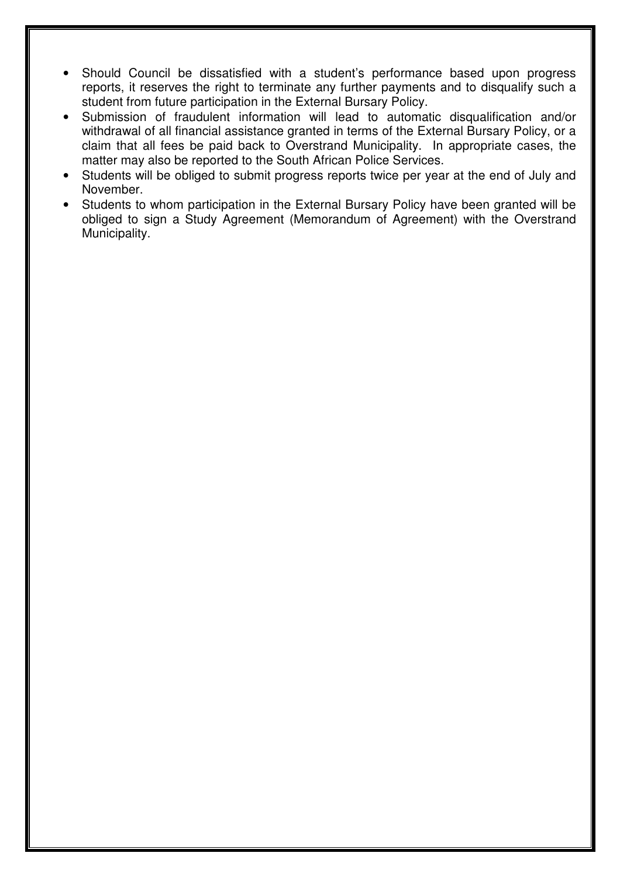- Should Council be dissatisfied with a student's performance based upon progress reports, it reserves the right to terminate any further payments and to disqualify such a student from future participation in the External Bursary Policy.
- Submission of fraudulent information will lead to automatic disqualification and/or withdrawal of all financial assistance granted in terms of the External Bursary Policy, or a claim that all fees be paid back to Overstrand Municipality. In appropriate cases, the matter may also be reported to the South African Police Services.
- Students will be obliged to submit progress reports twice per year at the end of July and November.
- Students to whom participation in the External Bursary Policy have been granted will be obliged to sign a Study Agreement (Memorandum of Agreement) with the Overstrand Municipality.